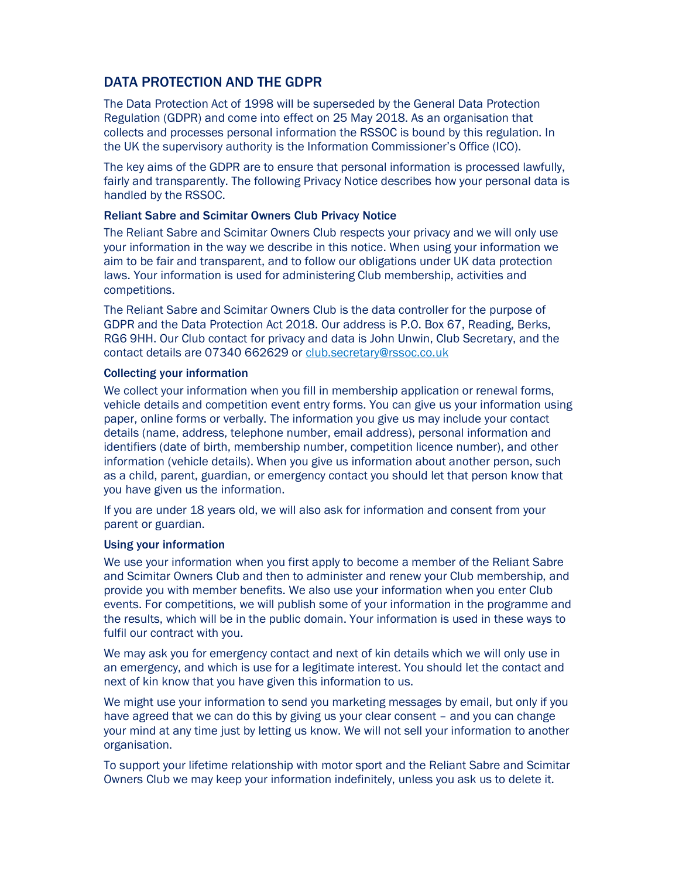## DATA PROTECTION AND THE GDPR

The Data Protection Act of 1998 will be superseded by the General Data Protection Regulation (GDPR) and come into effect on 25 May 2018. As an organisation that collects and processes personal information the RSSOC is bound by this regulation. In the UK the supervisory authority is the Information Commissioner's Office (ICO).

The key aims of the GDPR are to ensure that personal information is processed lawfully, fairly and transparently. The following Privacy Notice describes how your personal data is handled by the RSSOC.

### Reliant Sabre and Scimitar Owners Club Privacy Notice

The Reliant Sabre and Scimitar Owners Club respects your privacy and we will only use your information in the way we describe in this notice. When using your information we aim to be fair and transparent, and to follow our obligations under UK data protection laws. Your information is used for administering Club membership, activities and competitions.

The Reliant Sabre and Scimitar Owners Club is the data controller for the purpose of GDPR and the Data Protection Act 2018. Our address is P.O. Box 67, Reading, Berks, RG6 9HH. Our Club contact for privacy and data is John Unwin, Club Secretary, and the contact details are 07340 662629 or club.secretary@rssoc.co.uk

### Collecting your information

We collect your information when you fill in membership application or renewal forms, vehicle details and competition event entry forms. You can give us your information using paper, online forms or verbally. The information you give us may include your contact details (name, address, telephone number, email address), personal information and identifiers (date of birth, membership number, competition licence number), and other information (vehicle details). When you give us information about another person, such as a child, parent, guardian, or emergency contact you should let that person know that you have given us the information.

If you are under 18 years old, we will also ask for information and consent from your parent or guardian.

### Using your information

We use your information when you first apply to become a member of the Reliant Sabre and Scimitar Owners Club and then to administer and renew your Club membership, and provide you with member benefits. We also use your information when you enter Club events. For competitions, we will publish some of your information in the programme and the results, which will be in the public domain. Your information is used in these ways to fulfil our contract with you.

We may ask you for emergency contact and next of kin details which we will only use in an emergency, and which is use for a legitimate interest. You should let the contact and next of kin know that you have given this information to us.

We might use your information to send you marketing messages by email, but only if you have agreed that we can do this by giving us your clear consent – and you can change your mind at any time just by letting us know. We will not sell your information to another organisation.

To support your lifetime relationship with motor sport and the Reliant Sabre and Scimitar Owners Club we may keep your information indefinitely, unless you ask us to delete it.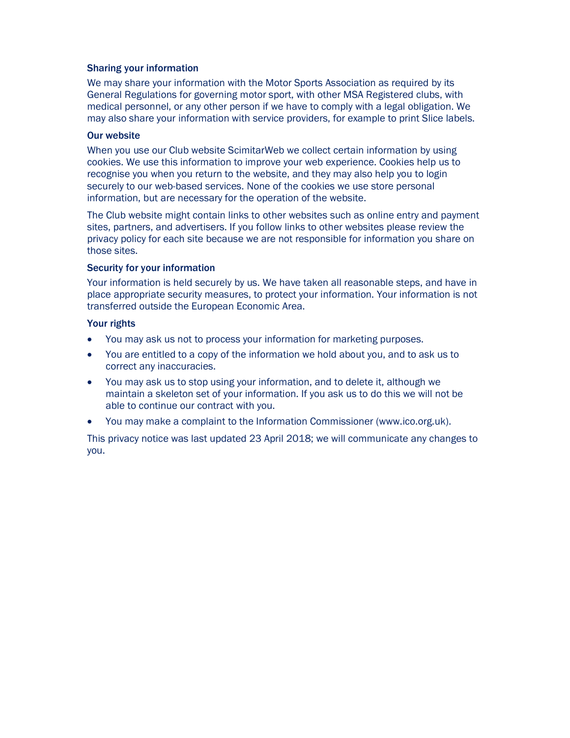**Sharing your information**

We may share your information with the Motor Sports Association as required by its General Regulations for governing motor sport, with other MSA Registered clubs, with medical personnel, or any other person if we have to comply with a legal obligation. We may also share your information with service providers, for example to print Slice labels.

**Our website**

When you use our Club website ScimitarWeb we collect certain information by using cookies. We use this information to improve your web experience. Cookies help us to recognise you when you return to the website, and they may also help you to login securely to our web-based services. None of the cookies we use store personal information, but are necessary for the operation of the website.

The Club website might contain links to other websites such as online entry and payment sites, partners, and advertisers. If you follow links to other websites please review the privacy policy for each site because we are not responsible for information you share on those sites.

**Security for your information**

Your information is held securely by us. We have taken all reasonable steps, and have in place appropriate security measures, to protect your information. Your information is not transferred outside the European Economic Area.

**Your rights**

- You may ask us not to process your information for marketing purposes.
- You are entitled to a copy of the information we hold about you, and to ask us to correct any inaccuracies.
- You may ask us to stop using your information, and to delete it, although we maintain a skeleton set of your information. If you ask us to do this we will not be able to continue our contract with you.
- You may make a complaint to the Information Commissioner (www.ico.org.uk).

This privacy notice was last updated 23 April 2018; we will communicate any changes to you.